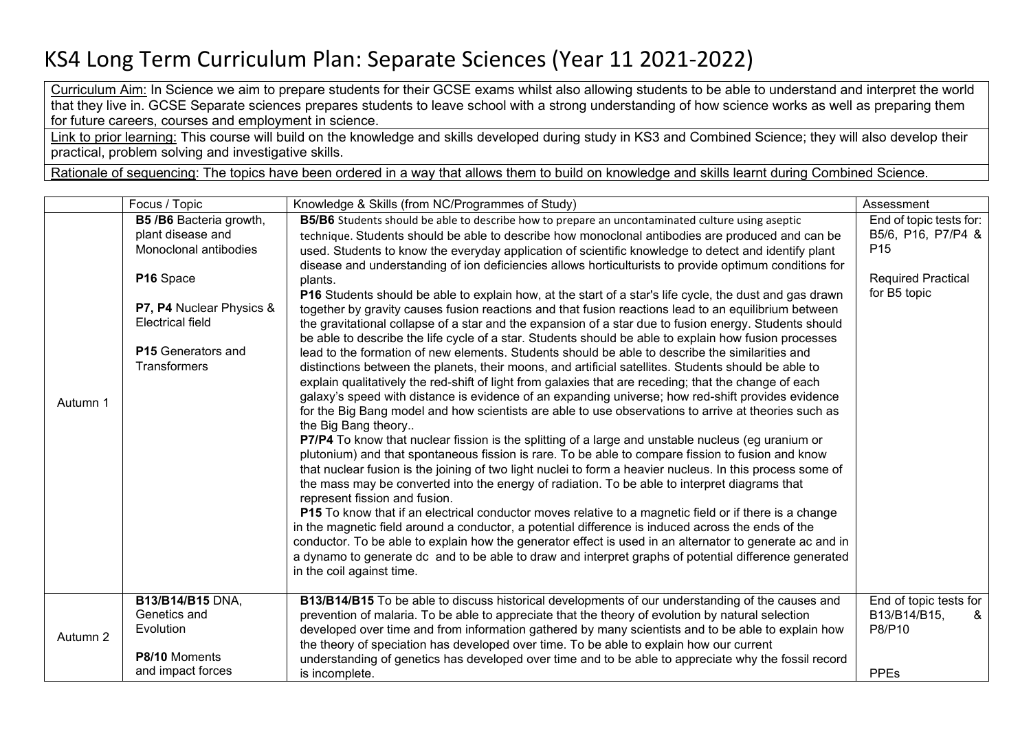# KS4 Long Term Curriculum Plan: Separate Sciences (Year 11 2021-2022)

Curriculum Aim: In Science we aim to prepare students for their GCSE exams whilst also allowing students to be able to understand and interpret the world that they live in. GCSE Separate sciences prepares students to leave school with a strong understanding of how science works as well as preparing them for future careers, courses and employment in science.

Link to prior learning: This course will build on the knowledge and skills developed during study in KS3 and Combined Science; they will also develop their practical, problem solving and investigative skills.

Rationale of sequencing: The topics have been ordered in a way that allows them to build on knowledge and skills learnt during Combined Science.

| | Focus / Topic | Knowledge & Skills (from NC/Programmes of Study) | Assessment |
|---|---|---|---|
| Autumn 1 | **B5 /B6** Bacteria growth, plant disease and Monoclonal antibodies<br><br>**P16** Space<br><br>**P7, P4** Nuclear Physics & Electrical field<br><br>**P15** Generators and Transformers | **B5/B6** Students should be able to describe how to prepare an uncontaminated culture using aseptic technique. Students should be able to describe how monoclonal antibodies are produced and can be used. Students to know the everyday application of scientific knowledge to detect and identify plant disease and understanding of ion deficiencies allows horticulturists to provide optimum conditions for plants.<br>**P16** Students should be able to explain how, at the start of a star's life cycle, the dust and gas drawn together by gravity causes fusion reactions and that fusion reactions lead to an equilibrium between the gravitational collapse of a star and the expansion of a star due to fusion energy. Students should be able to describe the life cycle of a star. Students should be able to explain how fusion processes lead to the formation of new elements. Students should be able to describe the similarities and distinctions between the planets, their moons, and artificial satellites. Students should be able to explain qualitatively the red-shift of light from galaxies that are receding; that the change of each galaxy's speed with distance is evidence of an expanding universe; how red-shift provides evidence for the Big Bang model and how scientists are able to use observations to arrive at theories such as the Big Bang theory..<br>**P7/P4** To know that nuclear fission is the splitting of a large and unstable nucleus (eg uranium or plutonium) and that spontaneous fission is rare. To be able to compare fission to fusion and know that nuclear fusion is the joining of two light nuclei to form a heavier nucleus. In this process some of the mass may be converted into the energy of radiation. To be able to interpret diagrams that represent fission and fusion.<br>**P15** To know that if an electrical conductor moves relative to a magnetic field or if there is a change in the magnetic field around a conductor, a potential difference is induced across the ends of the conductor. To be able to explain how the generator effect is used in an alternator to generate ac and in a dynamo to generate dc and to be able to draw and interpret graphs of potential difference generated in the coil against time. | End of topic tests for: B5/6, P16, P7/P4 & P15<br><br>Required Practical for B5 topic |
| Autumn 2 | **B13/B14/B15** DNA, Genetics and Evolution<br><br>**P8/10** Moments and impact forces | **B13/B14/B15** To be able to discuss historical developments of our understanding of the causes and prevention of malaria. To be able to appreciate that the theory of evolution by natural selection developed over time and from information gathered by many scientists and to be able to explain how the theory of speciation has developed over time. To be able to explain how our current understanding of genetics has developed over time and to be able to appreciate why the fossil record is incomplete. | End of topic tests for B13/B14/B15, & P8/P10<br><br>PPEs |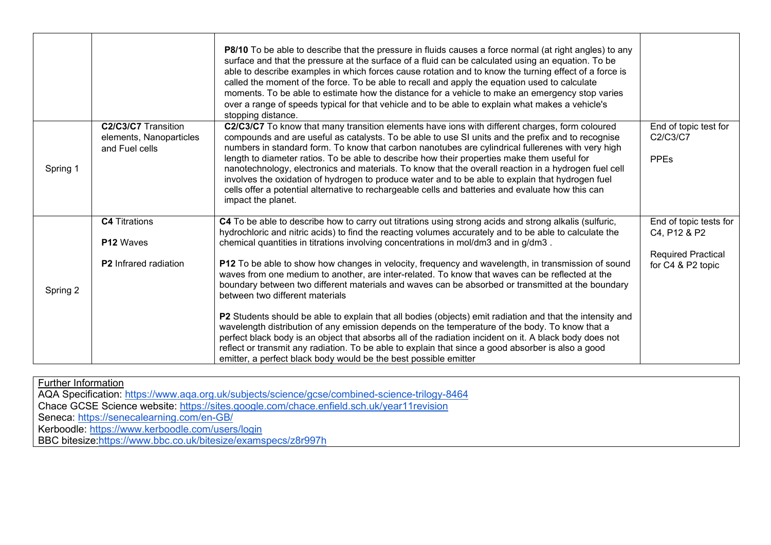| | | | |
|---|---|---|---|
| | | **P8/10** To be able to describe that the pressure in fluids causes a force normal (at right angles) to any surface and that the pressure at the surface of a fluid can be calculated using an equation. To be able to describe examples in which forces cause rotation and to know the turning effect of a force is called the moment of the force. To be able to recall and apply the equation used to calculate moments. To be able to estimate how the distance for a vehicle to make an emergency stop varies over a range of speeds typical for that vehicle and to be able to explain what makes a vehicle's stopping distance. | |
| Spring 1 | **C2/C3/C7** Transition elements, Nanoparticles and Fuel cells | **C2/C3/C7** To know that many transition elements have ions with different charges, form coloured compounds and are useful as catalysts. To be able to use SI units and the prefix and to recognise numbers in standard form. To know that carbon nanotubes are cylindrical fullerenes with very high length to diameter ratios. To be able to describe how their properties make them useful for nanotechnology, electronics and materials. To know that the overall reaction in a hydrogen fuel cell involves the oxidation of hydrogen to produce water and to be able to explain that hydrogen fuel cells offer a potential alternative to rechargeable cells and batteries and evaluate how this can impact the planet. | End of topic test for C2/C3/C7<br><br>PPEs |
| Spring 2 | **C4** Titrations<br><br>**P12** Waves<br><br>**P2** Infrared radiation | **C4** To be able to describe how to carry out titrations using strong acids and strong alkalis (sulfuric, hydrochloric and nitric acids) to find the reacting volumes accurately and to be able to calculate the chemical quantities in titrations involving concentrations in mol/dm3 and in g/dm3 .<br><br>**P12** To be able to show how changes in velocity, frequency and wavelength, in transmission of sound waves from one medium to another, are inter-related. To know that waves can be reflected at the boundary between two different materials and waves can be absorbed or transmitted at the boundary between two different materials<br><br>**P2** Students should be able to explain that all bodies (objects) emit radiation and that the intensity and wavelength distribution of any emission depends on the temperature of the body. To know that a perfect black body is an object that absorbs all of the radiation incident on it. A black body does not reflect or transmit any radiation. To be able to explain that since a good absorber is also a good emitter, a perfect black body would be the best possible emitter | End of topic tests for C4, P12 & P2<br><br>Required Practical for C4 & P2 topic |

Further Information

AQA Specification: https://www.aqa.org.uk/subjects/science/gcse/combined-science-trilogy-8464
Chace GCSE Science website: https://sites.google.com/chace.enfield.sch.uk/year11revision
Seneca: https://senecalearning.com/en-GB/
Kerboodle: https://www.kerboodle.com/users/login
BBC bitesize:https://www.bbc.co.uk/bitesize/examspecs/z8r997h